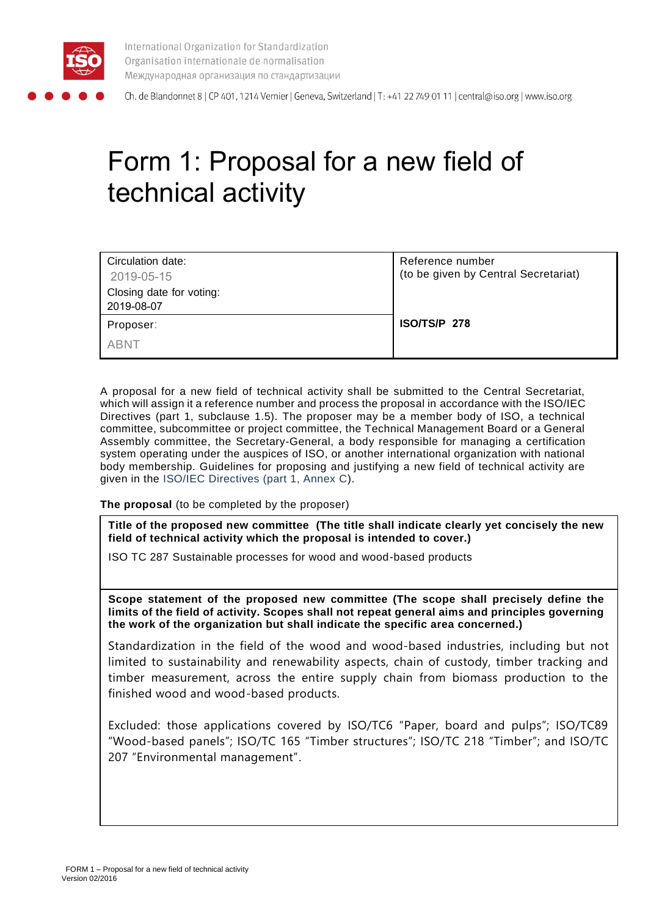International Organization for Standardization
Organisation internationale de normalisation
Международная организация по стандартизации

Ch. de Blandonnet 8 | CP 401, 1214 Vernier | Geneva, Switzerland | T: +41 22 749 01 11 | central@iso.org | www.iso.org

# Form 1: Proposal for a new field of technical activity

| Circulation date: 2019-05-15<br>Closing date for voting: 2019-08-07 | Reference number<br>(to be given by Central Secretariat) |
|---|---|
| Proposer:<br>ABNT | **ISO/TS/P 278** |

A proposal for a new field of technical activity shall be submitted to the Central Secretariat, which will assign it a reference number and process the proposal in accordance with the ISO/IEC Directives (part 1, subclause 1.5). The proposer may be a member body of ISO, a technical committee, subcommittee or project committee, the Technical Management Board or a General Assembly committee, the Secretary-General, a body responsible for managing a certification system operating under the auspices of ISO, or another international organization with national body membership. Guidelines for proposing and justifying a new field of technical activity are given in the ISO/IEC Directives (part 1, Annex C).

**The proposal** (to be completed by the proposer)

**Title of the proposed new committee (The title shall indicate clearly yet concisely the new field of technical activity which the proposal is intended to cover.)**

ISO TC 287 Sustainable processes for wood and wood-based products

**Scope statement of the proposed new committee (The scope shall precisely define the limits of the field of activity. Scopes shall not repeat general aims and principles governing the work of the organization but shall indicate the specific area concerned.)**

Standardization in the field of the wood and wood-based industries, including but not limited to sustainability and renewability aspects, chain of custody, timber tracking and timber measurement, across the entire supply chain from biomass production to the finished wood and wood-based products.

Excluded: those applications covered by ISO/TC6 "Paper, board and pulps"; ISO/TC89 "Wood-based panels"; ISO/TC 165 "Timber structures"; ISO/TC 218 "Timber"; and ISO/TC 207 "Environmental management".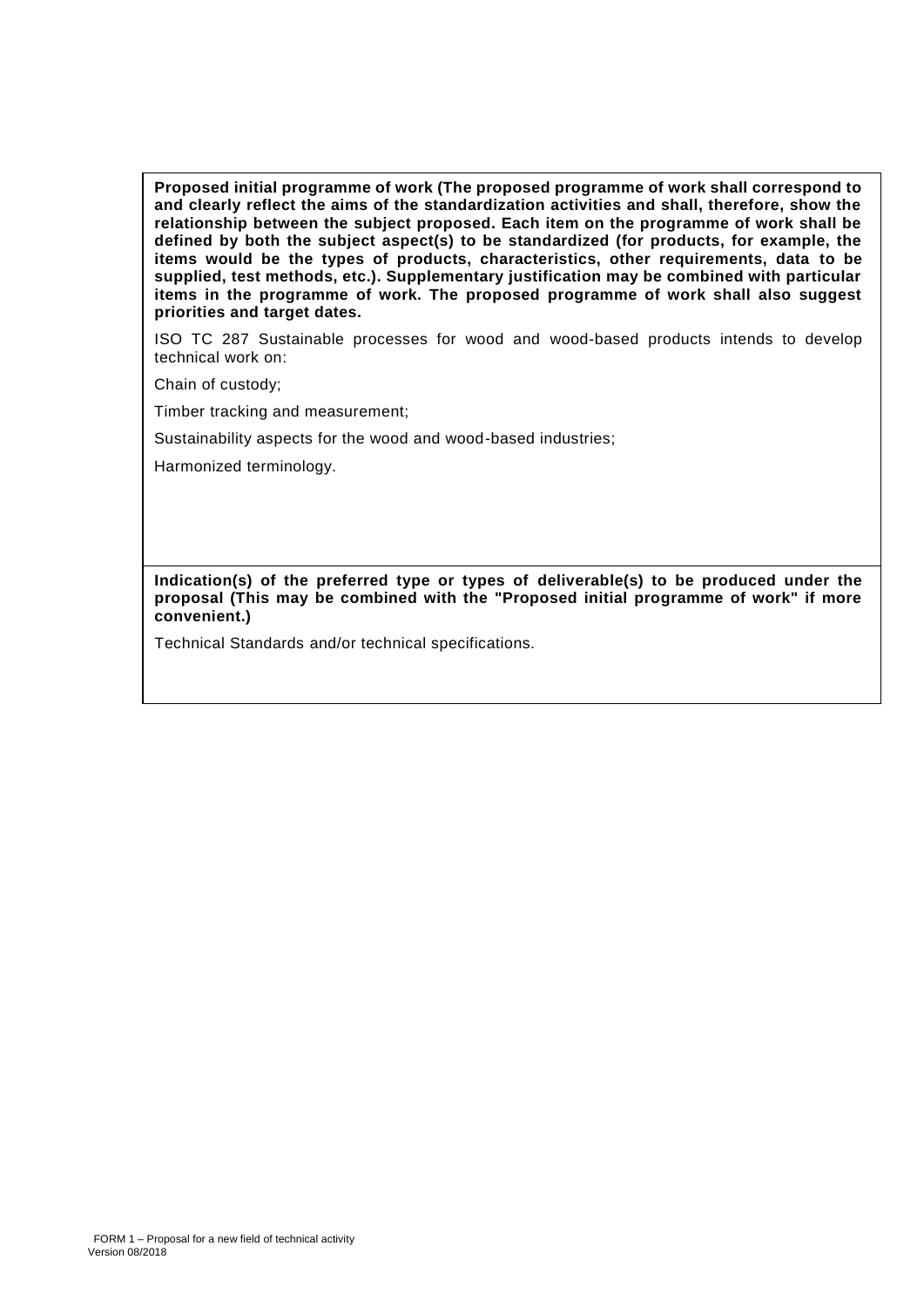**Proposed initial programme of work (The proposed programme of work shall correspond to and clearly reflect the aims of the standardization activities and shall, therefore, show the relationship between the subject proposed. Each item on the programme of work shall be defined by both the subject aspect(s) to be standardized (for products, for example, the items would be the types of products, characteristics, other requirements, data to be supplied, test methods, etc.). Supplementary justification may be combined with particular items in the programme of work. The proposed programme of work shall also suggest priorities and target dates.**

ISO TC 287 Sustainable processes for wood and wood-based products intends to develop technical work on:

Chain of custody;

Timber tracking and measurement;

Sustainability aspects for the wood and wood-based industries;

Harmonized terminology.

**Indication(s) of the preferred type or types of deliverable(s) to be produced under the proposal (This may be combined with the "Proposed initial programme of work" if more convenient.)**

Technical Standards and/or technical specifications.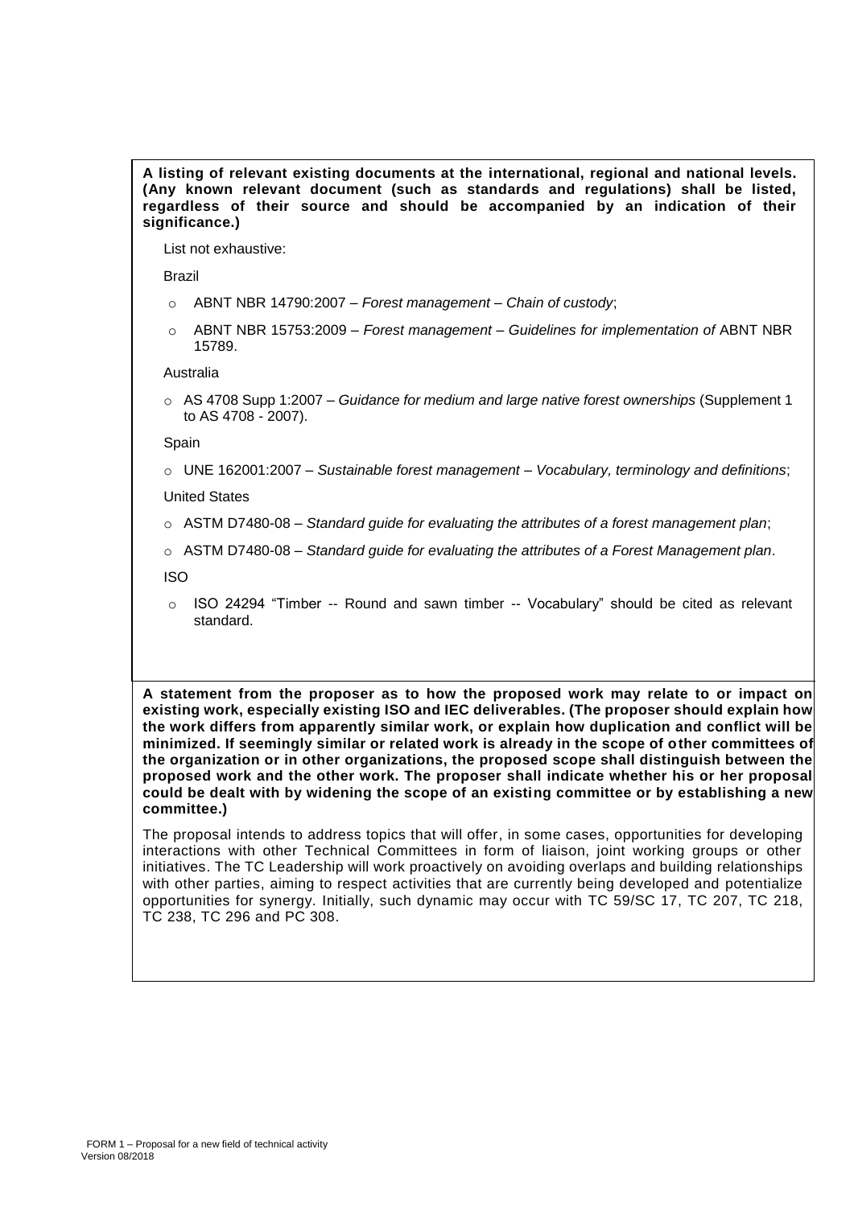**A listing of relevant existing documents at the international, regional and national levels. (Any known relevant document (such as standards and regulations) shall be listed, regardless of their source and should be accompanied by an indication of their significance.)**

List not exhaustive:

Brazil

- ABNT NBR 14790:2007 – *Forest management – Chain of custody*;
- ABNT NBR 15753:2009 – *Forest management – Guidelines for implementation of* ABNT NBR 15789.

Australia

- AS 4708 Supp 1:2007 – *Guidance for medium and large native forest ownerships* (Supplement 1 to AS 4708 - 2007).

Spain

- UNE 162001:2007 – *Sustainable forest management – Vocabulary, terminology and definitions*;

United States

- ASTM D7480-08 – *Standard guide for evaluating the attributes of a forest management plan*;
- ASTM D7480-08 – *Standard guide for evaluating the attributes of a Forest Management plan*.

ISO

- ISO 24294 "Timber -- Round and sawn timber -- Vocabulary" should be cited as relevant standard.

**A statement from the proposer as to how the proposed work may relate to or impact on existing work, especially existing ISO and IEC deliverables. (The proposer should explain how the work differs from apparently similar work, or explain how duplication and conflict will be minimized. If seemingly similar or related work is already in the scope of other committees of the organization or in other organizations, the proposed scope shall distinguish between the proposed work and the other work. The proposer shall indicate whether his or her proposal could be dealt with by widening the scope of an existing committee or by establishing a new committee.)**

The proposal intends to address topics that will offer, in some cases, opportunities for developing interactions with other Technical Committees in form of liaison, joint working groups or other initiatives. The TC Leadership will work proactively on avoiding overlaps and building relationships with other parties, aiming to respect activities that are currently being developed and potentialize opportunities for synergy. Initially, such dynamic may occur with TC 59/SC 17, TC 207, TC 218, TC 238, TC 296 and PC 308.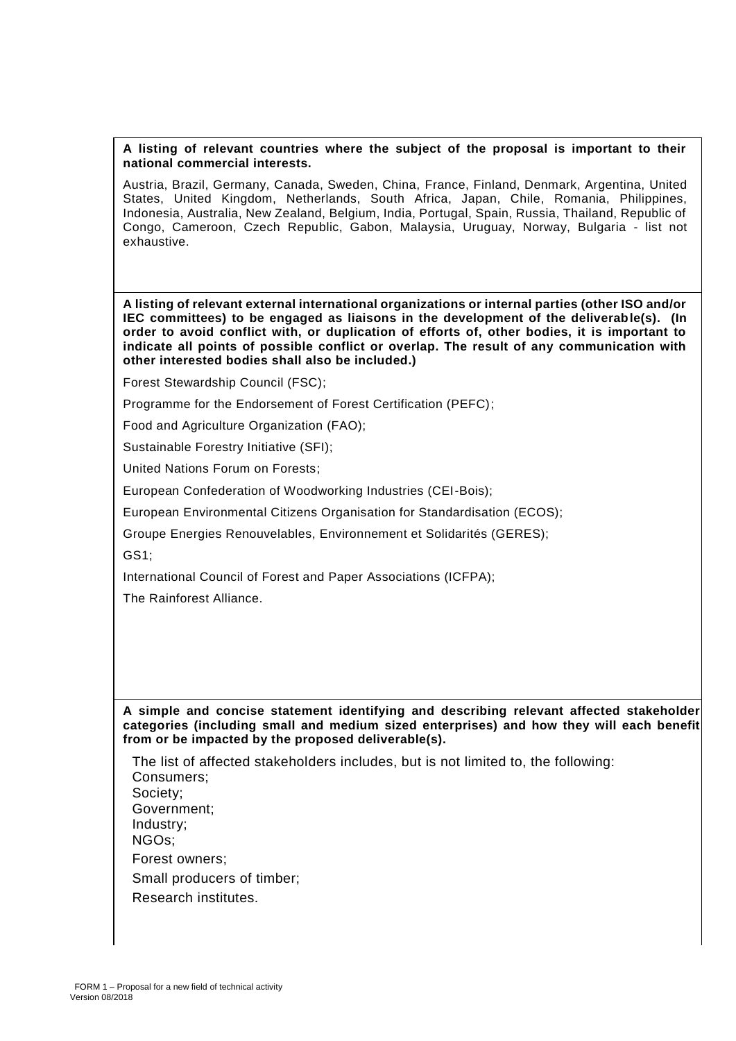**A listing of relevant countries where the subject of the proposal is important to their national commercial interests.**

Austria, Brazil, Germany, Canada, Sweden, China, France, Finland, Denmark, Argentina, United States, United Kingdom, Netherlands, South Africa, Japan, Chile, Romania, Philippines, Indonesia, Australia, New Zealand, Belgium, India, Portugal, Spain, Russia, Thailand, Republic of Congo, Cameroon, Czech Republic, Gabon, Malaysia, Uruguay, Norway, Bulgaria - list not exhaustive.

**A listing of relevant external international organizations or internal parties (other ISO and/or IEC committees) to be engaged as liaisons in the development of the deliverable(s). (In order to avoid conflict with, or duplication of efforts of, other bodies, it is important to indicate all points of possible conflict or overlap. The result of any communication with other interested bodies shall also be included.)**

Forest Stewardship Council (FSC);

Programme for the Endorsement of Forest Certification (PEFC);

Food and Agriculture Organization (FAO);

Sustainable Forestry Initiative (SFI);

United Nations Forum on Forests;

European Confederation of Woodworking Industries (CEI-Bois);

European Environmental Citizens Organisation for Standardisation (ECOS);

Groupe Energies Renouvelables, Environnement et Solidarités (GERES);

GS1;

International Council of Forest and Paper Associations (ICFPA);

The Rainforest Alliance.

**A simple and concise statement identifying and describing relevant affected stakeholder categories (including small and medium sized enterprises) and how they will each benefit from or be impacted by the proposed deliverable(s).**

The list of affected stakeholders includes, but is not limited to, the following:

Consumers;

Society;

Government;

Industry;

NGOs;

Forest owners;

Small producers of timber;

Research institutes.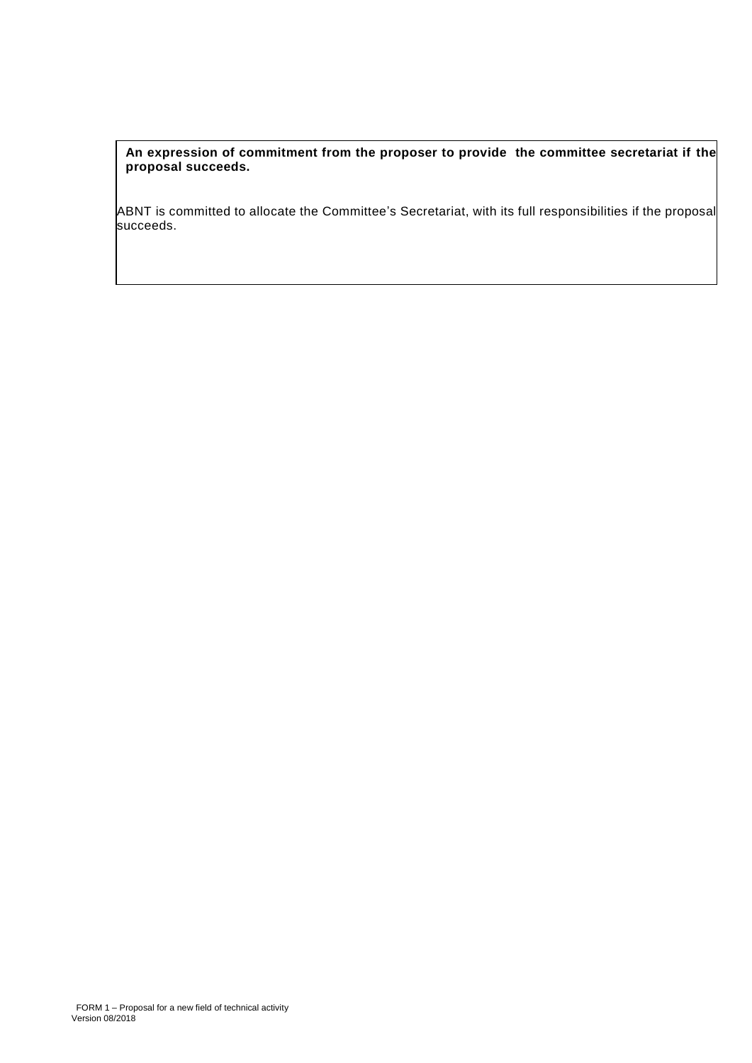**An expression of commitment from the proposer to provide the committee secretariat if the proposal succeeds.**

ABNT is committed to allocate the Committee's Secretariat, with its full responsibilities if the proposal succeeds.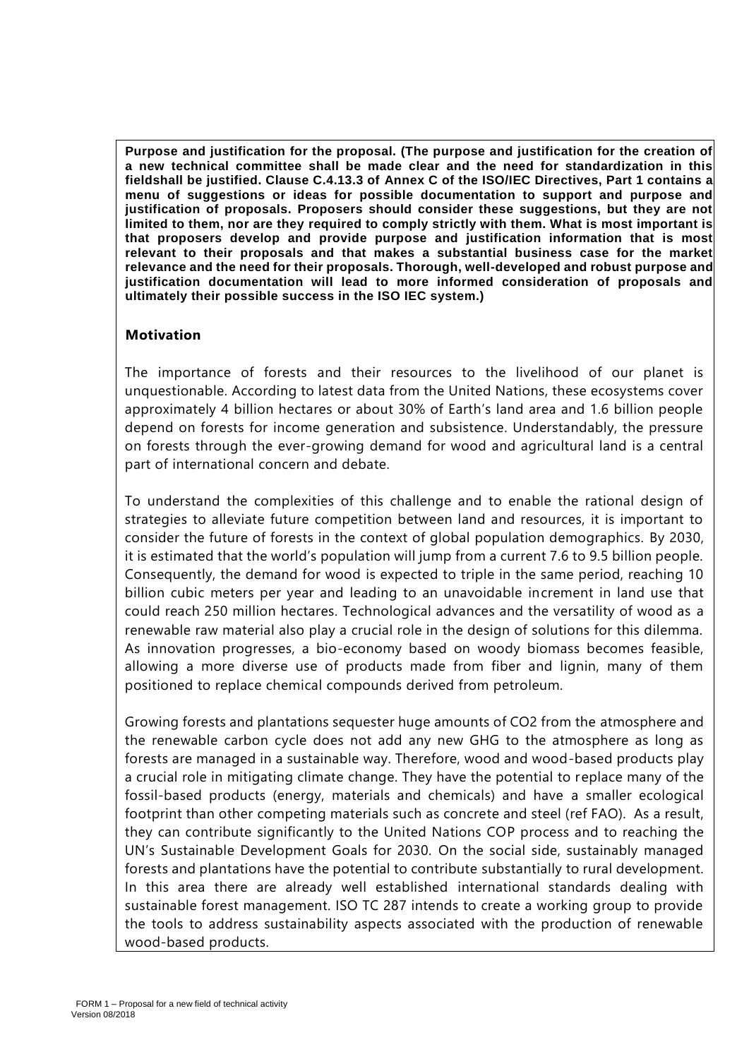**Purpose and justification for the proposal. (The purpose and justification for the creation of a new technical committee shall be made clear and the need for standardization in this fieldshall be justified. Clause C.4.13.3 of Annex C of the ISO/IEC Directives, Part 1 contains a menu of suggestions or ideas for possible documentation to support and purpose and justification of proposals. Proposers should consider these suggestions, but they are not limited to them, nor are they required to comply strictly with them. What is most important is that proposers develop and provide purpose and justification information that is most relevant to their proposals and that makes a substantial business case for the market relevance and the need for their proposals. Thorough, well-developed and robust purpose and justification documentation will lead to more informed consideration of proposals and ultimately their possible success in the ISO IEC system.)**

**Motivation**

The importance of forests and their resources to the livelihood of our planet is unquestionable. According to latest data from the United Nations, these ecosystems cover approximately 4 billion hectares or about 30% of Earth's land area and 1.6 billion people depend on forests for income generation and subsistence. Understandably, the pressure on forests through the ever-growing demand for wood and agricultural land is a central part of international concern and debate.

To understand the complexities of this challenge and to enable the rational design of strategies to alleviate future competition between land and resources, it is important to consider the future of forests in the context of global population demographics. By 2030, it is estimated that the world's population will jump from a current 7.6 to 9.5 billion people. Consequently, the demand for wood is expected to triple in the same period, reaching 10 billion cubic meters per year and leading to an unavoidable increment in land use that could reach 250 million hectares. Technological advances and the versatility of wood as a renewable raw material also play a crucial role in the design of solutions for this dilemma. As innovation progresses, a bio-economy based on woody biomass becomes feasible, allowing a more diverse use of products made from fiber and lignin, many of them positioned to replace chemical compounds derived from petroleum.

Growing forests and plantations sequester huge amounts of $CO_2$ from the atmosphere and the renewable carbon cycle does not add any new GHG to the atmosphere as long as forests are managed in a sustainable way. Therefore, wood and wood-based products play a crucial role in mitigating climate change. They have the potential to replace many of the fossil-based products (energy, materials and chemicals) and have a smaller ecological footprint than other competing materials such as concrete and steel (ref FAO). As a result, they can contribute significantly to the United Nations COP process and to reaching the UN's Sustainable Development Goals for 2030. On the social side, sustainably managed forests and plantations have the potential to contribute substantially to rural development. In this area there are already well established international standards dealing with sustainable forest management. ISO TC 287 intends to create a working group to provide the tools to address sustainability aspects associated with the production of renewable wood-based products.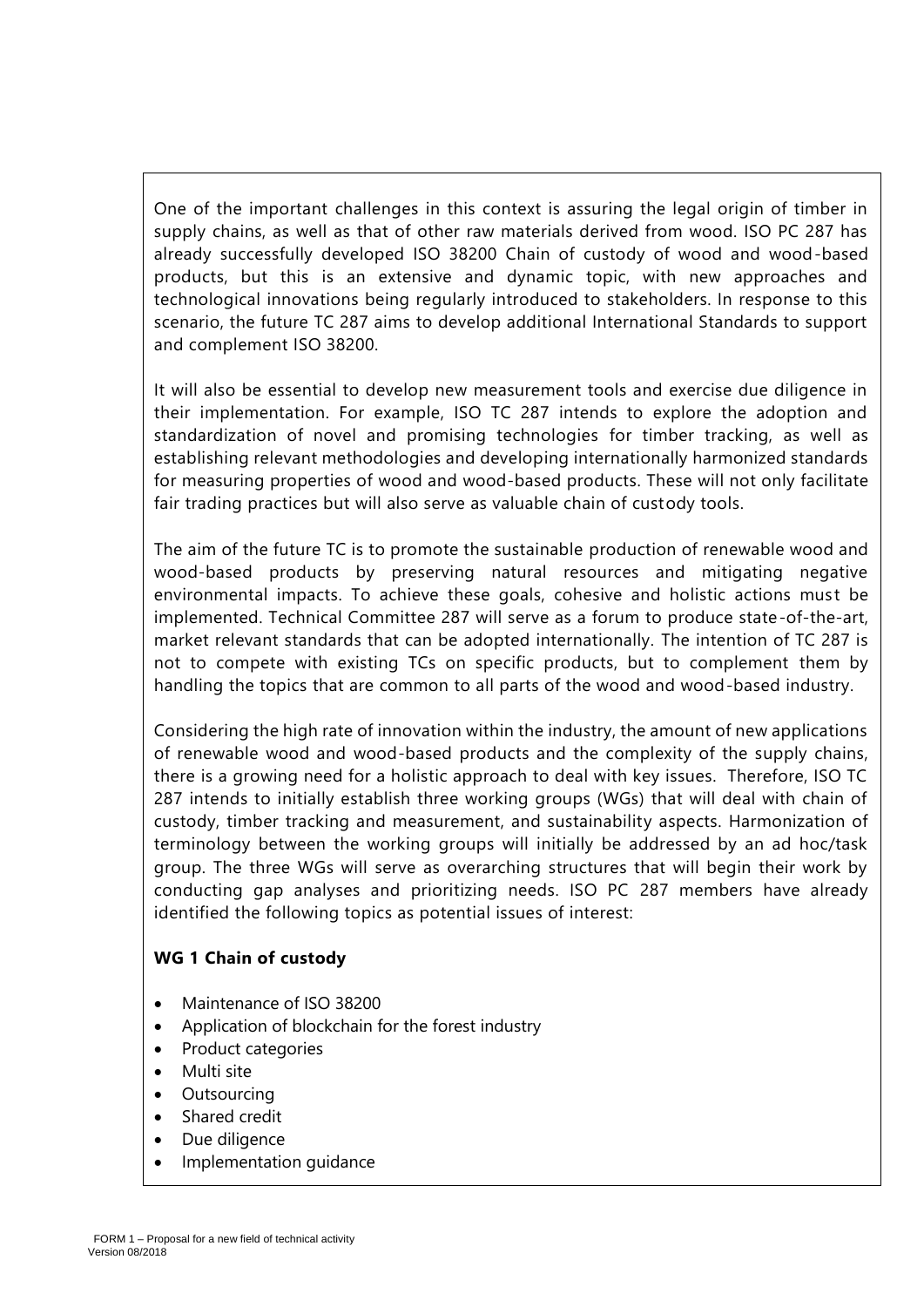One of the important challenges in this context is assuring the legal origin of timber in supply chains, as well as that of other raw materials derived from wood. ISO PC 287 has already successfully developed ISO 38200 Chain of custody of wood and wood-based products, but this is an extensive and dynamic topic, with new approaches and technological innovations being regularly introduced to stakeholders. In response to this scenario, the future TC 287 aims to develop additional International Standards to support and complement ISO 38200.

It will also be essential to develop new measurement tools and exercise due diligence in their implementation. For example, ISO TC 287 intends to explore the adoption and standardization of novel and promising technologies for timber tracking, as well as establishing relevant methodologies and developing internationally harmonized standards for measuring properties of wood and wood-based products. These will not only facilitate fair trading practices but will also serve as valuable chain of custody tools.

The aim of the future TC is to promote the sustainable production of renewable wood and wood-based products by preserving natural resources and mitigating negative environmental impacts. To achieve these goals, cohesive and holistic actions must be implemented. Technical Committee 287 will serve as a forum to produce state-of-the-art, market relevant standards that can be adopted internationally. The intention of TC 287 is not to compete with existing TCs on specific products, but to complement them by handling the topics that are common to all parts of the wood and wood-based industry.

Considering the high rate of innovation within the industry, the amount of new applications of renewable wood and wood-based products and the complexity of the supply chains, there is a growing need for a holistic approach to deal with key issues. Therefore, ISO TC 287 intends to initially establish three working groups (WGs) that will deal with chain of custody, timber tracking and measurement, and sustainability aspects. Harmonization of terminology between the working groups will initially be addressed by an ad hoc/task group. The three WGs will serve as overarching structures that will begin their work by conducting gap analyses and prioritizing needs. ISO PC 287 members have already identified the following topics as potential issues of interest:

**WG 1 Chain of custody**

- Maintenance of ISO 38200
- Application of blockchain for the forest industry
- Product categories
- Multi site
- Outsourcing
- Shared credit
- Due diligence
- Implementation guidance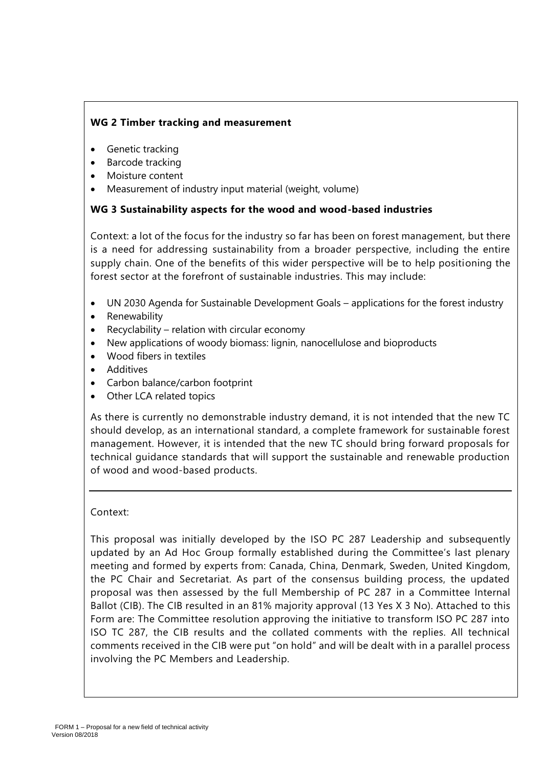**WG 2 Timber tracking and measurement**

- Genetic tracking
- Barcode tracking
- Moisture content
- Measurement of industry input material (weight, volume)

**WG 3 Sustainability aspects for the wood and wood-based industries**

Context: a lot of the focus for the industry so far has been on forest management, but there is a need for addressing sustainability from a broader perspective, including the entire supply chain. One of the benefits of this wider perspective will be to help positioning the forest sector at the forefront of sustainable industries. This may include:

- UN 2030 Agenda for Sustainable Development Goals – applications for the forest industry
- Renewability
- Recyclability – relation with circular economy
- New applications of woody biomass: lignin, nanocellulose and bioproducts
- Wood fibers in textiles
- Additives
- Carbon balance/carbon footprint
- Other LCA related topics

As there is currently no demonstrable industry demand, it is not intended that the new TC should develop, as an international standard, a complete framework for sustainable forest management. However, it is intended that the new TC should bring forward proposals for technical guidance standards that will support the sustainable and renewable production of wood and wood-based products.

---

Context:

This proposal was initially developed by the ISO PC 287 Leadership and subsequently updated by an Ad Hoc Group formally established during the Committee's last plenary meeting and formed by experts from: Canada, China, Denmark, Sweden, United Kingdom, the PC Chair and Secretariat. As part of the consensus building process, the updated proposal was then assessed by the full Membership of PC 287 in a Committee Internal Ballot (CIB). The CIB resulted in an 81% majority approval (13 Yes X 3 No). Attached to this Form are: The Committee resolution approving the initiative to transform ISO PC 287 into ISO TC 287, the CIB results and the collated comments with the replies. All technical comments received in the CIB were put "on hold" and will be dealt with in a parallel process involving the PC Members and Leadership.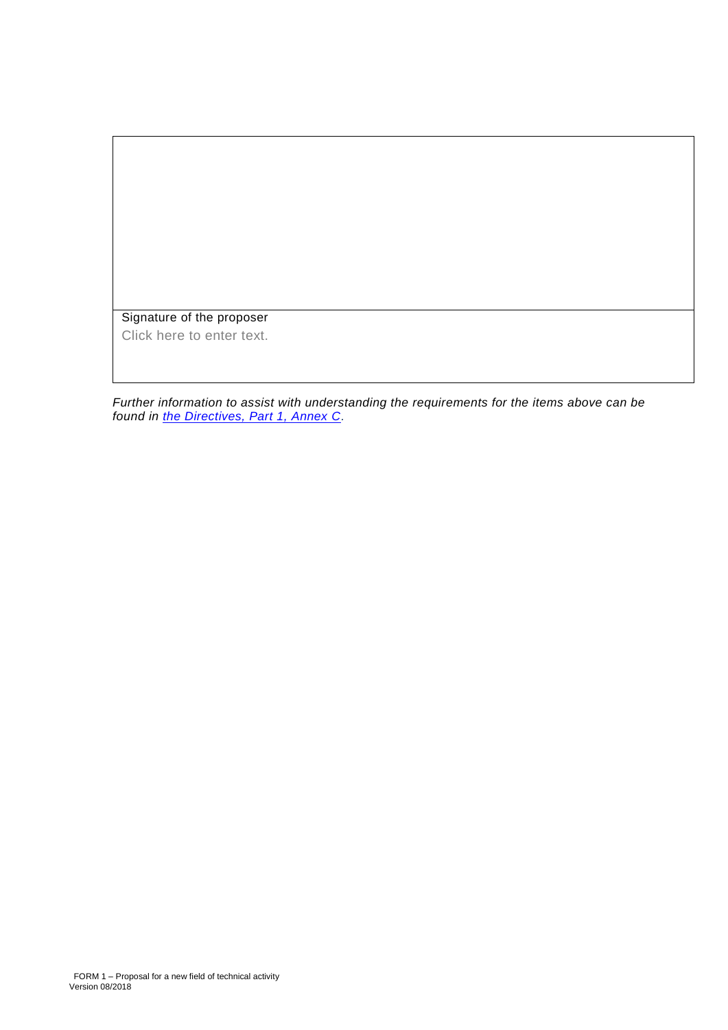| |
|---|
| |
| Signature of the proposer<br>Click here to enter text. |

*Further information to assist with understanding the requirements for the items above can be found in [the Directives, Part 1, Annex C](the Directives, Part 1, Annex C).*